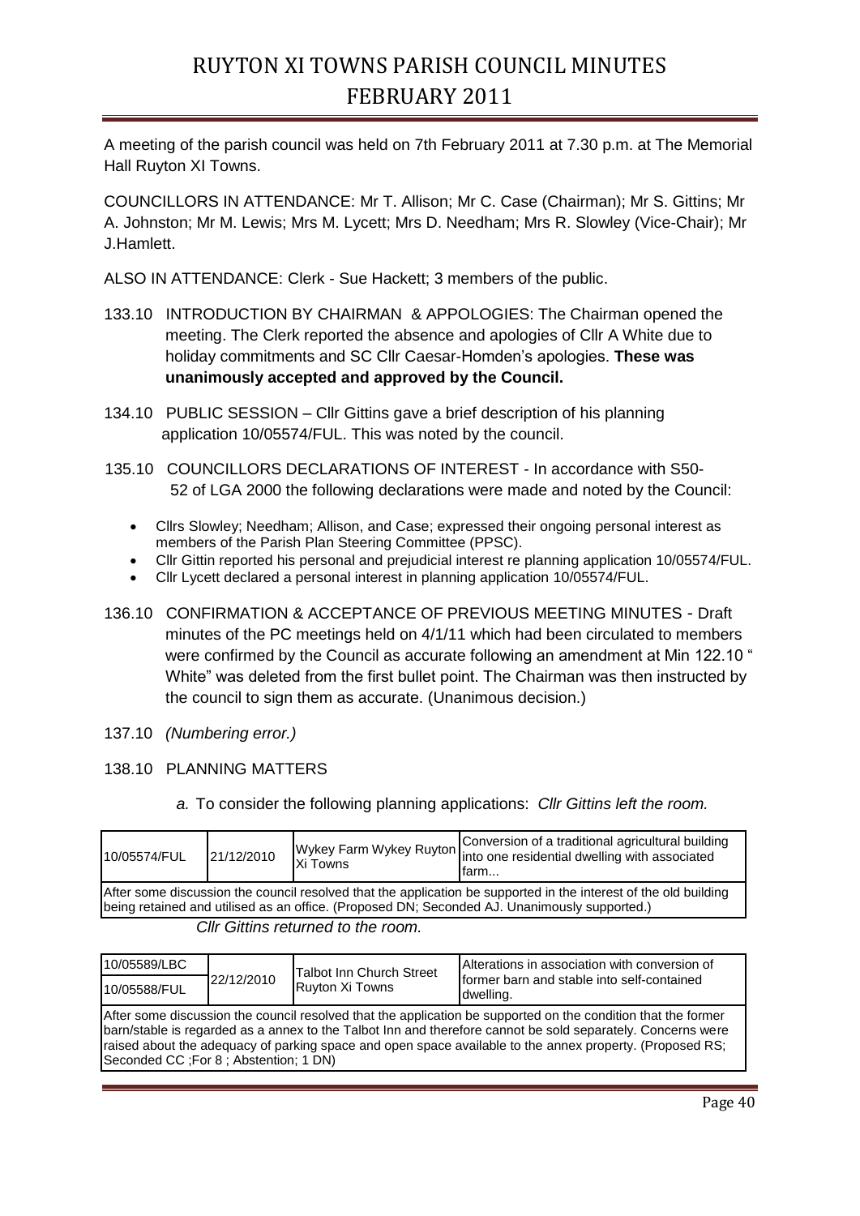# RUYTON XI TOWNS PARISH COUNCIL MINUTES FEBRUARY 2011

A meeting of the parish council was held on 7th February 2011 at 7.30 p.m. at The Memorial Hall Ruyton XI Towns.

COUNCILLORS IN ATTENDANCE: Mr T. Allison; Mr C. Case (Chairman); Mr S. Gittins; Mr A. Johnston; Mr M. Lewis; Mrs M. Lycett; Mrs D. Needham; Mrs R. Slowley (Vice-Chair); Mr J.Hamlett.

ALSO IN ATTENDANCE: Clerk - Sue Hackett; 3 members of the public.

133.10 INTRODUCTION BY CHAIRMAN & APPOLOGIES: The Chairman opened the meeting. The Clerk reported the absence and apologies of Cllr A White due to holiday commitments and SC Cllr Caesar-Homden's apologies. **These was unanimously accepted and approved by the Council.**

134.10 PUBLIC SESSION – Cllr Gittins gave a brief description of his planning application 10/05574/FUL. This was noted by the council.

135.10 COUNCILLORS DECLARATIONS OF INTEREST - In accordance with S50-52 of LGA 2000 the following declarations were made and noted by the Council:

- Cllrs Slowley; Needham; Allison, and Case; expressed their ongoing personal interest as members of the Parish Plan Steering Committee (PPSC).
- Cllr Gittin reported his personal and prejudicial interest re planning application 10/05574/FUL.
- Cllr Lycett declared a personal interest in planning application 10/05574/FUL.

136.10 CONFIRMATION & ACCEPTANCE OF PREVIOUS MEETING MINUTES - Draft minutes of the PC meetings held on 4/1/11 which had been circulated to members were confirmed by the Council as accurate following an amendment at Min 122.10 " White" was deleted from the first bullet point. The Chairman was then instructed by the council to sign them as accurate. (Unanimous decision.)

137.10 *(Numbering error.)*

138.10 PLANNING MATTERS

*a.* To consider the following planning applications: *Cllr Gittins left the room.*

| 10/05574/FUL | 21/12/2010 | Wykey Farm Wykey Ruyton Xi Towns | Conversion of a traditional agricultural building into one residential dwelling with associated farm... |
|---|---|---|---|
| After some discussion the council resolved that the application be supported in the interest of the old building being retained and utilised as an office. (Proposed DN; Seconded AJ. Unanimously supported.) | | | |

*Cllr Gittins returned to the room.*

| 10/05589/LBC<br>10/05588/FUL | 22/12/2010 | Talbot Inn Church Street Ruyton Xi Towns | Alterations in association with conversion of former barn and stable into self-contained dwelling. |
|---|---|---|---|
| After some discussion the council resolved that the application be supported on the condition that the former barn/stable is regarded as a annex to the Talbot Inn and therefore cannot be sold separately. Concerns were raised about the adequacy of parking space and open space available to the annex property. (Proposed RS; Seconded CC ;For 8 ; Abstention; 1 DN) | | | |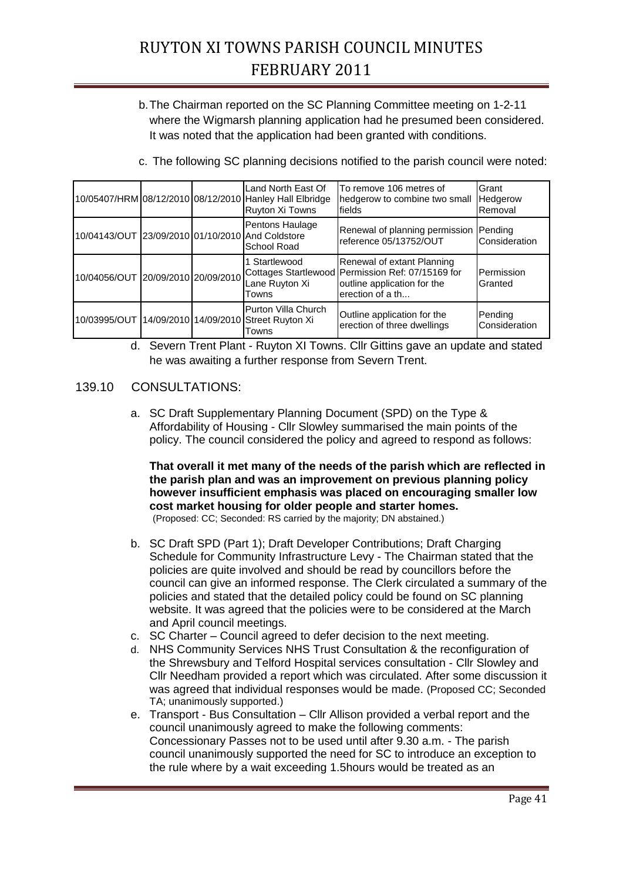b. The Chairman reported on the SC Planning Committee meeting on 1-2-11 where the Wigmarsh planning application had he presumed been considered. It was noted that the application had been granted with conditions.

c. The following SC planning decisions notified to the parish council were noted:

| | | | | | |
|---|---|---|---|---|---|
| 10/05407/HRM | 08/12/2010 | 08/12/2010 | Land North East Of Hanley Hall Elbridge Ruyton Xi Towns | To remove 106 metres of hedgerow to combine two small fields | Grant Hedgerow Removal |
| 10/04143/OUT | 23/09/2010 | 01/10/2010 | Pentons Haulage And Coldstore School Road | Renewal of planning permission reference 05/13752/OUT | Pending Consideration |
| 10/04056/OUT | 20/09/2010 | 20/09/2010 | 1 Startlewood Cottages Startlewood Lane Ruyton Xi Towns | Renewal of extant Planning Permission Ref: 07/15169 for outline application for the erection of a th... | Permission Granted |
| 10/03995/OUT | 14/09/2010 | 14/09/2010 | Purton Villa Church Street Ruyton Xi Towns | Outline application for the erection of three dwellings | Pending Consideration |

d. Severn Trent Plant - Ruyton XI Towns. Cllr Gittins gave an update and stated he was awaiting a further response from Severn Trent.

## 139.10 CONSULTATIONS:

a. SC Draft Supplementary Planning Document (SPD) on the Type & Affordability of Housing - Cllr Slowley summarised the main points of the policy. The council considered the policy and agreed to respond as follows:

**That overall it met many of the needs of the parish which are reflected in the parish plan and was an improvement on previous planning policy however insufficient emphasis was placed on encouraging smaller low cost market housing for older people and starter homes.**
(Proposed: CC; Seconded: RS carried by the majority; DN abstained.)

b. SC Draft SPD (Part 1); Draft Developer Contributions; Draft Charging Schedule for Community Infrastructure Levy - The Chairman stated that the policies are quite involved and should be read by councillors before the council can give an informed response. The Clerk circulated a summary of the policies and stated that the detailed policy could be found on SC planning website. It was agreed that the policies were to be considered at the March and April council meetings.

c. SC Charter – Council agreed to defer decision to the next meeting.

d. NHS Community Services NHS Trust Consultation & the reconfiguration of the Shrewsbury and Telford Hospital services consultation - Cllr Slowley and Cllr Needham provided a report which was circulated. After some discussion it was agreed that individual responses would be made. (Proposed CC; Seconded TA; unanimously supported.)

e. Transport - Bus Consultation – Cllr Allison provided a verbal report and the council unanimously agreed to make the following comments: Concessionary Passes not to be used until after 9.30 a.m. - The parish council unanimously supported the need for SC to introduce an exception to the rule where by a wait exceeding 1.5hours would be treated as an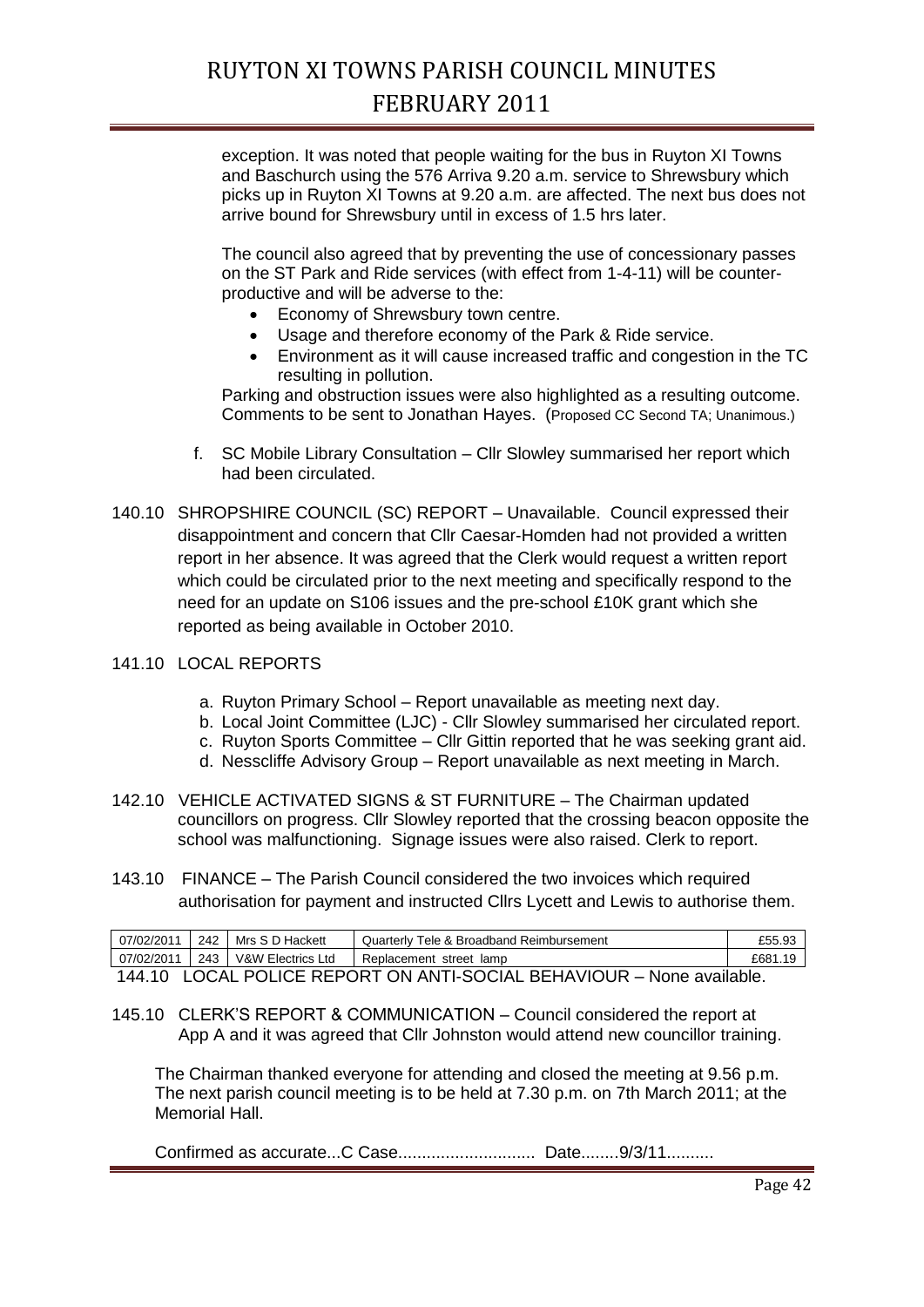exception. It was noted that people waiting for the bus in Ruyton XI Towns and Baschurch using the 576 Arriva 9.20 a.m. service to Shrewsbury which picks up in Ruyton XI Towns at 9.20 a.m. are affected. The next bus does not arrive bound for Shrewsbury until in excess of 1.5 hrs later.

The council also agreed that by preventing the use of concessionary passes on the ST Park and Ride services (with effect from 1-4-11) will be counter-productive and will be adverse to the:

- Economy of Shrewsbury town centre.
- Usage and therefore economy of the Park & Ride service.
- Environment as it will cause increased traffic and congestion in the TC resulting in pollution.

Parking and obstruction issues were also highlighted as a resulting outcome. Comments to be sent to Jonathan Hayes. (Proposed CC Second TA; Unanimous.)

f. SC Mobile Library Consultation – Cllr Slowley summarised her report which had been circulated.

140.10 SHROPSHIRE COUNCIL (SC) REPORT – Unavailable. Council expressed their disappointment and concern that Cllr Caesar-Homden had not provided a written report in her absence. It was agreed that the Clerk would request a written report which could be circulated prior to the next meeting and specifically respond to the need for an update on S106 issues and the pre-school £10K grant which she reported as being available in October 2010.

141.10 LOCAL REPORTS

a. Ruyton Primary School – Report unavailable as meeting next day.
b. Local Joint Committee (LJC) - Cllr Slowley summarised her circulated report.
c. Ruyton Sports Committee – Cllr Gittin reported that he was seeking grant aid.
d. Nesscliffe Advisory Group – Report unavailable as next meeting in March.

142.10 VEHICLE ACTIVATED SIGNS & ST FURNITURE – The Chairman updated councillors on progress. Cllr Slowley reported that the crossing beacon opposite the school was malfunctioning. Signage issues were also raised. Clerk to report.

143.10 FINANCE – The Parish Council considered the two invoices which required authorisation for payment and instructed Cllrs Lycett and Lewis to authorise them.

| | | | | |
|---|---|---|---|---|
| 07/02/2011 | 242 | Mrs S D Hackett | Quarterly Tele & Broadband Reimbursement | £55.93 |
| 07/02/2011 | 243 | V&W Electrics Ltd | Replacement street lamp | £681.19 |

144.10 LOCAL POLICE REPORT ON ANTI-SOCIAL BEHAVIOUR – None available.

145.10 CLERK'S REPORT & COMMUNICATION – Council considered the report at App A and it was agreed that Cllr Johnston would attend new councillor training.

The Chairman thanked everyone for attending and closed the meeting at 9.56 p.m. The next parish council meeting is to be held at 7.30 p.m. on 7th March 2011; at the Memorial Hall.

Confirmed as accurate...C Case............................ Date........9/3/11..........